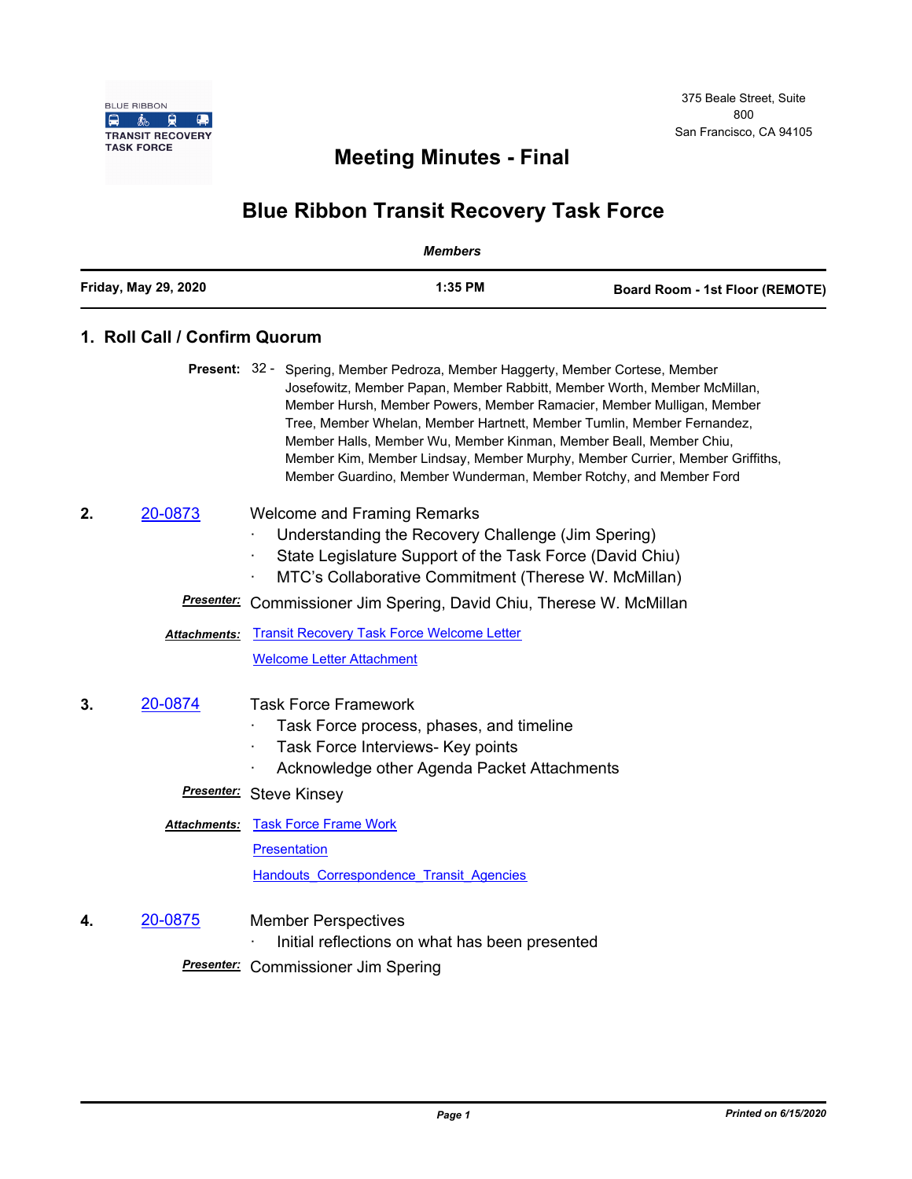BLUE RIBBON
TRANSIT RECOVERY
TASK FORCE

375 Beale Street, Suite 800
San Francisco, CA 94105

# Meeting Minutes - Final

# Blue Ribbon Transit Recovery Task Force

***Members***

| | | |
|---|---|---|
| **Friday, May 29, 2020** | **1:35 PM** | **Board Room - 1st Floor (REMOTE)** |

## 1. Roll Call / Confirm Quorum

**Present:** 32 - Spering, Member Pedroza, Member Haggerty, Member Cortese, Member Josefowitz, Member Papan, Member Rabbitt, Member Worth, Member McMillan, Member Hursh, Member Powers, Member Ramacier, Member Mulligan, Member Tree, Member Whelan, Member Hartnett, Member Tumlin, Member Fernandez, Member Halls, Member Wu, Member Kinman, Member Beall, Member Chiu, Member Kim, Member Lindsay, Member Murphy, Member Currier, Member Griffiths, Member Guardino, Member Wunderman, Member Rotchy, and Member Ford

**2.** 20-0873 Welcome and Framing Remarks

- Understanding the Recovery Challenge (Jim Spering)
- State Legislature Support of the Task Force (David Chiu)
- MTC's Collaborative Commitment (Therese W. McMillan)

***Presenter:*** Commissioner Jim Spering, David Chiu, Therese W. McMillan

***Attachments:*** Transit Recovery Task Force Welcome Letter

Welcome Letter Attachment

**3.** 20-0874 Task Force Framework

- Task Force process, phases, and timeline
- Task Force Interviews- Key points
- Acknowledge other Agenda Packet Attachments

***Presenter:*** Steve Kinsey

***Attachments:*** Task Force Frame Work

Presentation

Handouts_Correspondence_Transit_Agencies

**4.** 20-0875 Member Perspectives

- Initial reflections on what has been presented

***Presenter:*** Commissioner Jim Spering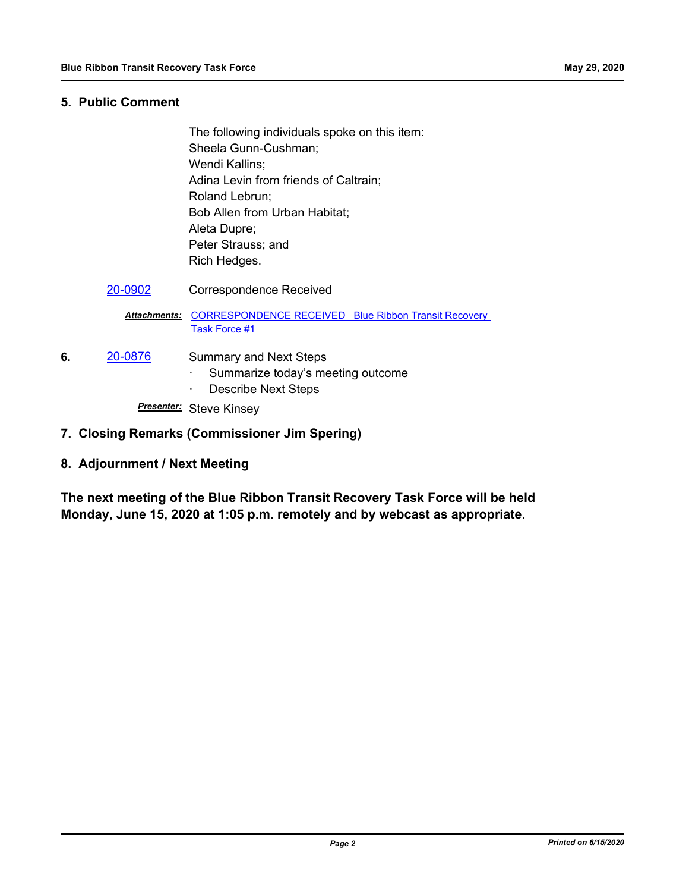## 5. Public Comment

The following individuals spoke on this item:
Sheela Gunn-Cushman;
Wendi Kallins;
Adina Levin from friends of Caltrain;
Roland Lebrun;
Bob Allen from Urban Habitat;
Aleta Dupre;
Peter Strauss; and
Rich Hedges.

20-0902 Correspondence Received

***Attachments:*** CORRESPONDENCE RECEIVED Blue Ribbon Transit Recovery Task Force #1

**6.** 20-0876 Summary and Next Steps

- Summarize today's meeting outcome
- Describe Next Steps

***Presenter:*** Steve Kinsey

## 7. Closing Remarks (Commissioner Jim Spering)

## 8. Adjournment / Next Meeting

**The next meeting of the Blue Ribbon Transit Recovery Task Force will be held Monday, June 15, 2020 at 1:05 p.m. remotely and by webcast as appropriate.**